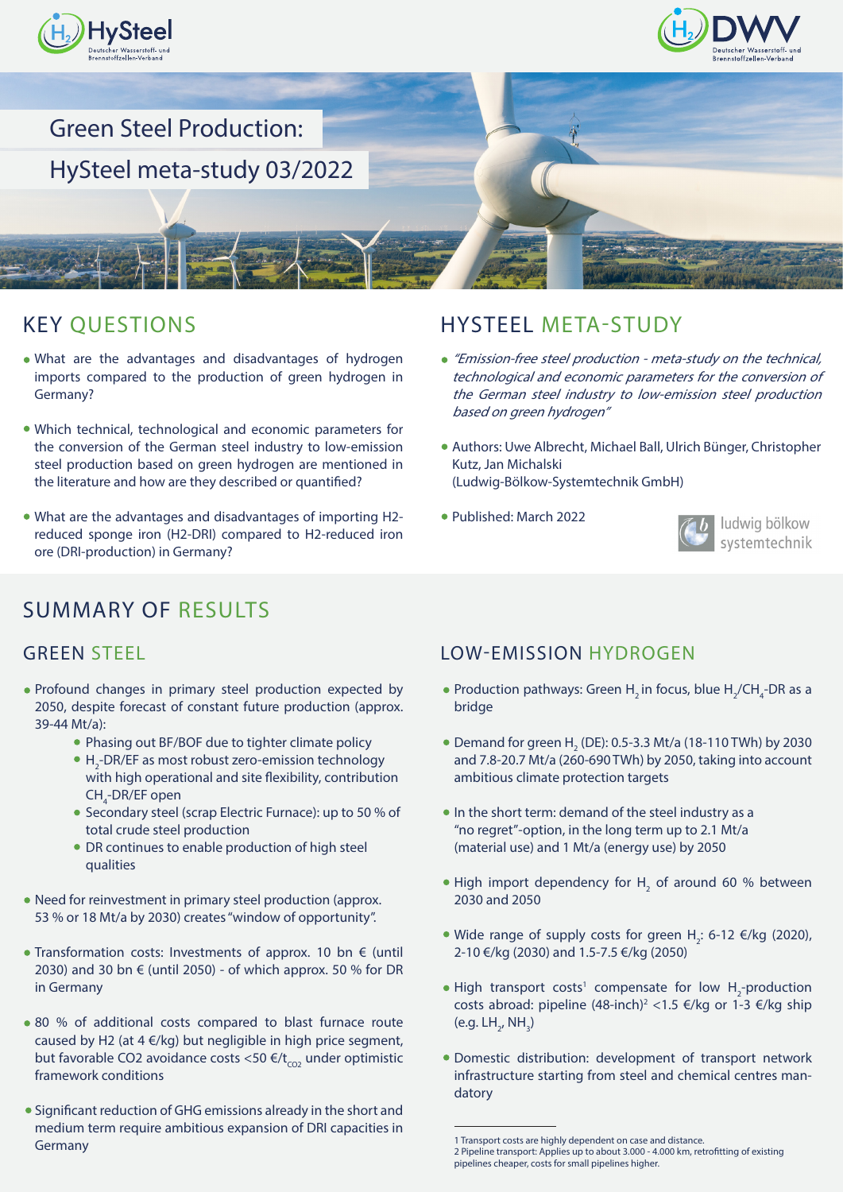# Green Steel Production: HySteel meta-study 03/2022

## KEY QUESTIONS

- What are the advantages and disadvantages of hydrogen imports compared to the production of green hydrogen in Germany?
- Which technical, technological and economic parameters for the conversion of the German steel industry to low-emission steel production based on green hydrogen are mentioned in the literature and how are they described or quantified?
- What are the advantages and disadvantages of importing H2-reduced sponge iron (H2-DRI) compared to H2-reduced iron ore (DRI-production) in Germany?

## HYSTEEL META-STUDY

- *"Emission-free steel production - meta-study on the technical, technological and economic parameters for the conversion of the German steel industry to low-emission steel production based on green hydrogen"*
- Authors: Uwe Albrecht, Michael Ball, Ulrich Bünger, Christopher Kutz, Jan Michalski (Ludwig-Bölkow-Systemtechnik GmbH)
- Published: March 2022

ludwig bölkow systemtechnik

## SUMMARY OF RESULTS

### GREEN STEEL

- Profound changes in primary steel production expected by 2050, despite forecast of constant future production (approx. 39-44 Mt/a):
  - Phasing out BF/BOF due to tighter climate policy
  - $H_2$-DR/EF as most robust zero-emission technology with high operational and site flexibility, contribution $CH_4$-DR/EF open
  - Secondary steel (scrap Electric Furnace): up to 50 % of total crude steel production
  - DR continues to enable production of high steel qualities
- Need for reinvestment in primary steel production (approx. 53 % or 18 Mt/a by 2030) creates "window of opportunity".
- Transformation costs: Investments of approx. 10 bn € (until 2030) and 30 bn € (until 2050) - of which approx. 50 % for DR in Germany
- 80 % of additional costs compared to blast furnace route caused by H2 (at 4 €/kg) but negligible in high price segment, but favorable CO2 avoidance costs <50 €/$t_{CO2}$ under optimistic framework conditions
- Significant reduction of GHG emissions already in the short and medium term require ambitious expansion of DRI capacities in Germany

### LOW-EMISSION HYDROGEN

- Production pathways: Green $H_2$ in focus, blue $H_2$/$CH_4$-DR as a bridge
- Demand for green $H_2$ (DE): 0.5-3.3 Mt/a (18-110 TWh) by 2030 and 7.8-20.7 Mt/a (260-690 TWh) by 2050, taking into account ambitious climate protection targets
- In the short term: demand of the steel industry as a "no regret"-option, in the long term up to 2.1 Mt/a (material use) and 1 Mt/a (energy use) by 2050
- High import dependency for $H_2$ of around 60 % between 2030 and 2050
- Wide range of supply costs for green $H_2$: 6-12 €/kg (2020), 2-10 €/kg (2030) and 1.5-7.5 €/kg (2050)
- High transport costs[1] compensate for low $H_2$-production costs abroad: pipeline (48-inch)[2] <1.5 €/kg or 1-3 €/kg ship (e.g. $LH_2$, $NH_3$)
- Domestic distribution: development of transport network infrastructure starting from steel and chemical centres mandatory

---

1 Transport costs are highly dependent on case and distance.
2 Pipeline transport: Applies up to about 3.000 - 4.000 km, retrofitting of existing pipelines cheaper, costs for small pipelines higher.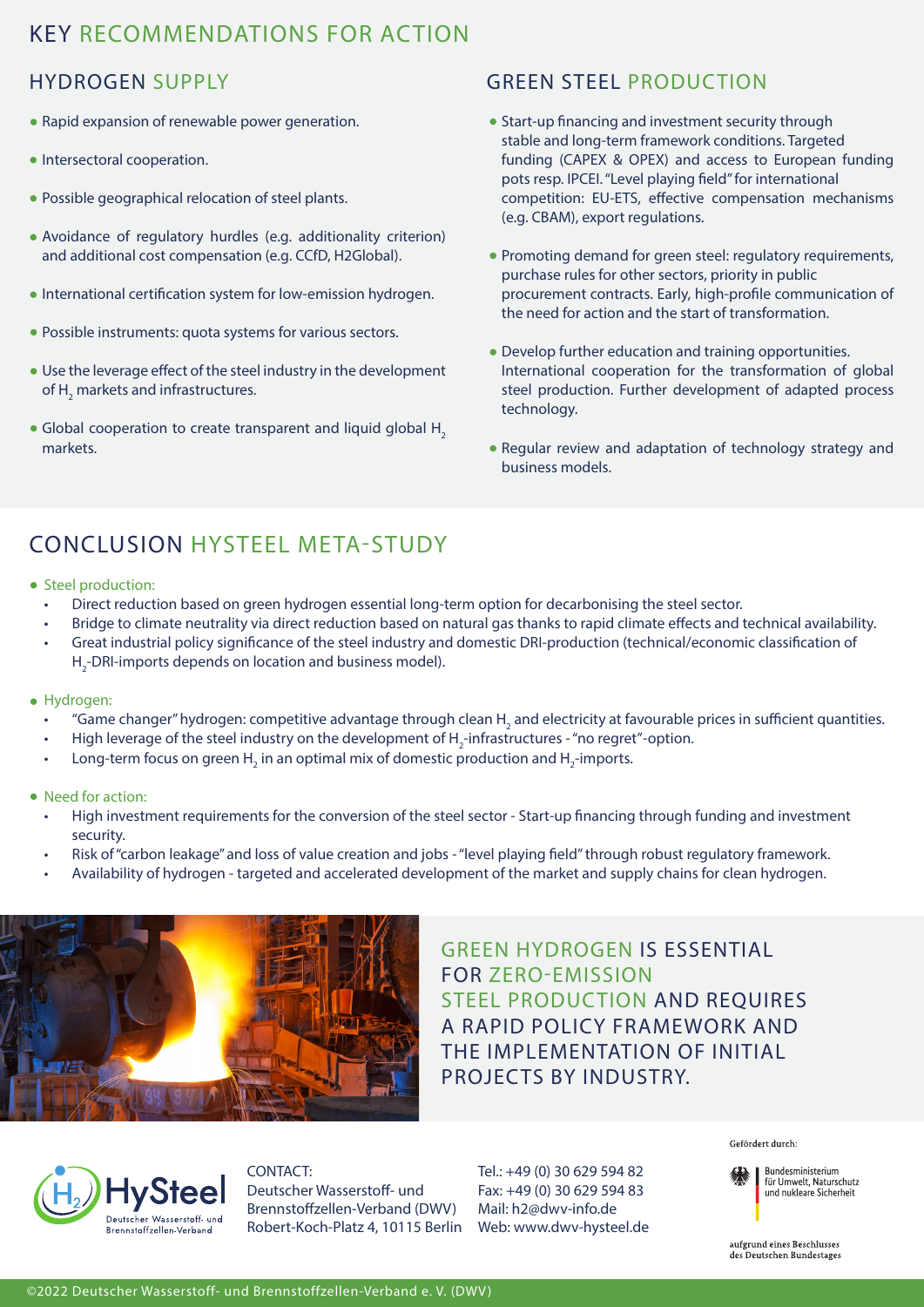# KEY RECOMMENDATIONS FOR ACTION

## HYDROGEN SUPPLY

- Rapid expansion of renewable power generation.
- Intersectoral cooperation.
- Possible geographical relocation of steel plants.
- Avoidance of regulatory hurdles (e.g. additionality criterion) and additional cost compensation (e.g. CCfD, H2Global).
- International certification system for low-emission hydrogen.
- Possible instruments: quota systems for various sectors.
- Use the leverage effect of the steel industry in the development of $H_2$ markets and infrastructures.
- Global cooperation to create transparent and liquid global $H_2$ markets.

## GREEN STEEL PRODUCTION

- Start-up financing and investment security through stable and long-term framework conditions. Targeted funding (CAPEX & OPEX) and access to European funding pots resp. IPCEI. "Level playing field" for international competition: EU-ETS, effective compensation mechanisms (e.g. CBAM), export regulations.
- Promoting demand for green steel: regulatory requirements, purchase rules for other sectors, priority in public procurement contracts. Early, high-profile communication of the need for action and the start of transformation.
- Develop further education and training opportunities. International cooperation for the transformation of global steel production. Further development of adapted process technology.
- Regular review and adaptation of technology strategy and business models.

# CONCLUSION HYSTEEL META-STUDY

- Steel production:
  - Direct reduction based on green hydrogen essential long-term option for decarbonising the steel sector.
  - Bridge to climate neutrality via direct reduction based on natural gas thanks to rapid climate effects and technical availability.
  - Great industrial policy significance of the steel industry and domestic DRI-production (technical/economic classification of $H_2$-DRI-imports depends on location and business model).
- Hydrogen:
  - "Game changer" hydrogen: competitive advantage through clean $H_2$ and electricity at favourable prices in sufficient quantities.
  - High leverage of the steel industry on the development of $H_2$-infrastructures - "no regret"-option.
  - Long-term focus on green $H_2$ in an optimal mix of domestic production and $H_2$-imports.
- Need for action:
  - High investment requirements for the conversion of the steel sector - Start-up financing through funding and investment security.
  - Risk of "carbon leakage" and loss of value creation and jobs - "level playing field" through robust regulatory framework.
  - Availability of hydrogen - targeted and accelerated development of the market and supply chains for clean hydrogen.

GREEN HYDROGEN IS ESSENTIAL FOR ZERO-EMISSION STEEL PRODUCTION AND REQUIRES A RAPID POLICY FRAMEWORK AND THE IMPLEMENTATION OF INITIAL PROJECTS BY INDUSTRY.

HySteel – Deutscher Wasserstoff- und Brennstoffzellen-Verband

CONTACT:
Deutscher Wasserstoff- und Brennstoffzellen-Verband (DWV)
Robert-Koch-Platz 4, 10115 Berlin

Tel.: +49 (0) 30 629 594 82
Fax: +49 (0) 30 629 594 83
Mail: h2@dwv-info.de
Web: www.dwv-hysteel.de

Gefördert durch:
Bundesministerium für Umwelt, Naturschutz und nukleare Sicherheit
aufgrund eines Beschlusses des Deutschen Bundestages

©2022 Deutscher Wasserstoff- und Brennstoffzellen-Verband e. V. (DWV)